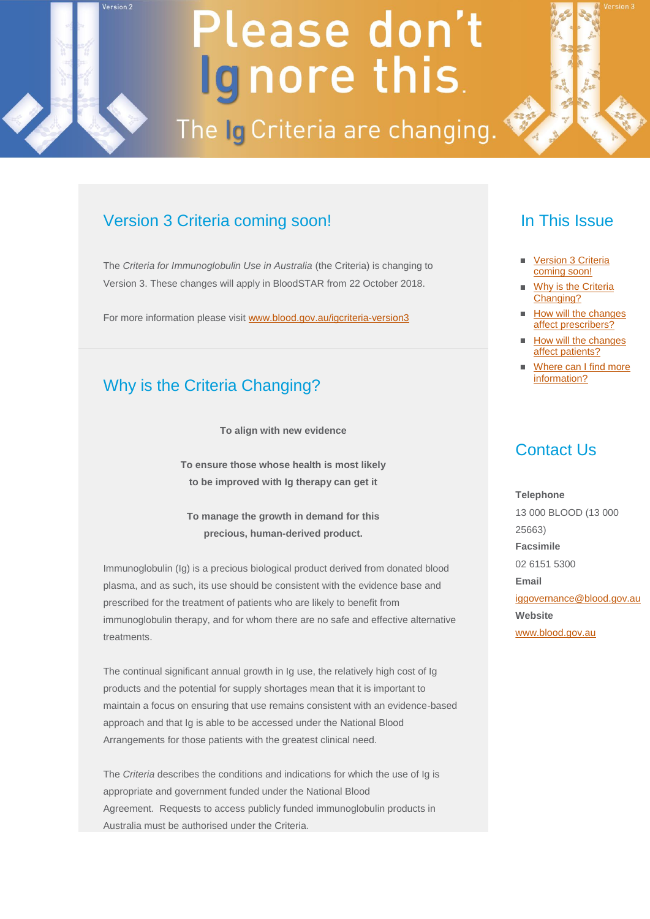Version 2

# Please don't Ignore this.

The Ig Criteria are changing.

Version 3

## Version 3 Criteria coming soon!

The *Criteria for Immunoglobulin Use in Australia* (the Criteria) is changing to Version 3. These changes will apply in BloodSTAR from 22 October 2018.

For more information please visit [www.blood.gov.au/igcriteria-version3](www.blood.gov.au/igcriteria-version3)

## Why is the Criteria Changing?

**To align with new evidence**

**To ensure those whose health is most likely to be improved with Ig therapy can get it**

**To manage the growth in demand for this precious, human-derived product.**

Immunoglobulin (Ig) is a precious biological product derived from donated blood plasma, and as such, its use should be consistent with the evidence base and prescribed for the treatment of patients who are likely to benefit from immunoglobulin therapy, and for whom there are no safe and effective alternative treatments.

The continual significant annual growth in Ig use, the relatively high cost of Ig products and the potential for supply shortages mean that it is important to maintain a focus on ensuring that use remains consistent with an evidence-based approach and that Ig is able to be accessed under the National Blood Arrangements for those patients with the greatest clinical need.

The *Criteria* describes the conditions and indications for which the use of Ig is appropriate and government funded under the National Blood Agreement. Requests to access publicly funded immunoglobulin products in Australia must be authorised under the Criteria.

## In This Issue

- Version 3 Criteria coming soon!
- Why is the Criteria Changing?
- How will the changes affect prescribers?
- How will the changes affect patients?
- Where can I find more information?

## Contact Us

**Telephone**
13 000 BLOOD (13 000 25663)

**Facsimile**
02 6151 5300

**Email**
[iggovernance@blood.gov.au](mailto:iggovernance@blood.gov.au)

**Website**
[www.blood.gov.au](www.blood.gov.au)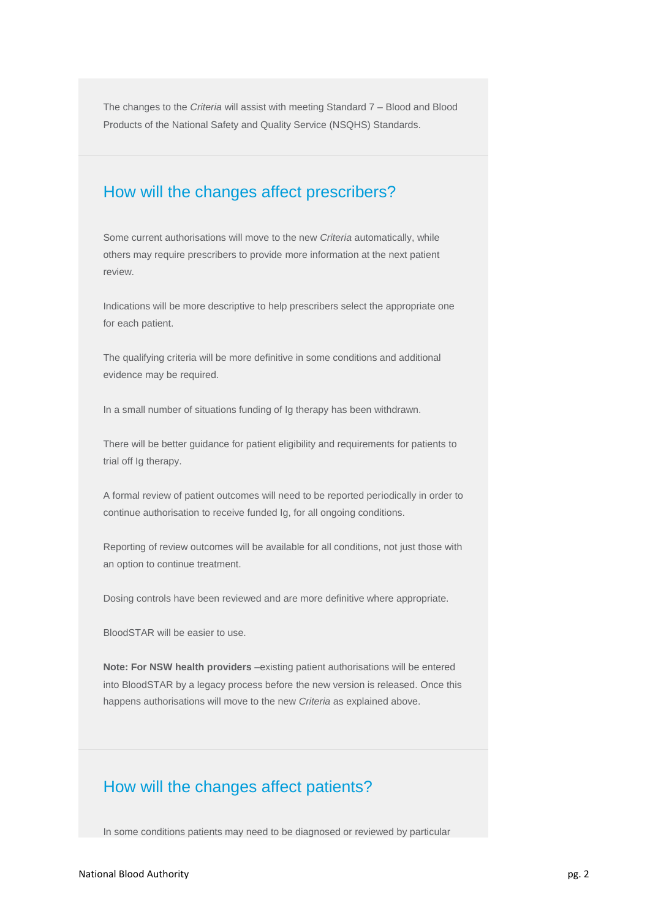The changes to the *Criteria* will assist with meeting Standard 7 – Blood and Blood Products of the National Safety and Quality Service (NSQHS) Standards.

## How will the changes affect prescribers?

Some current authorisations will move to the new *Criteria* automatically, while others may require prescribers to provide more information at the next patient review.

Indications will be more descriptive to help prescribers select the appropriate one for each patient.

The qualifying criteria will be more definitive in some conditions and additional evidence may be required.

In a small number of situations funding of Ig therapy has been withdrawn.

There will be better guidance for patient eligibility and requirements for patients to trial off Ig therapy.

A formal review of patient outcomes will need to be reported periodically in order to continue authorisation to receive funded Ig, for all ongoing conditions.

Reporting of review outcomes will be available for all conditions, not just those with an option to continue treatment.

Dosing controls have been reviewed and are more definitive where appropriate.

BloodSTAR will be easier to use.

**Note: For NSW health providers** –existing patient authorisations will be entered into BloodSTAR by a legacy process before the new version is released. Once this happens authorisations will move to the new *Criteria* as explained above.

## How will the changes affect patients?

In some conditions patients may need to be diagnosed or reviewed by particular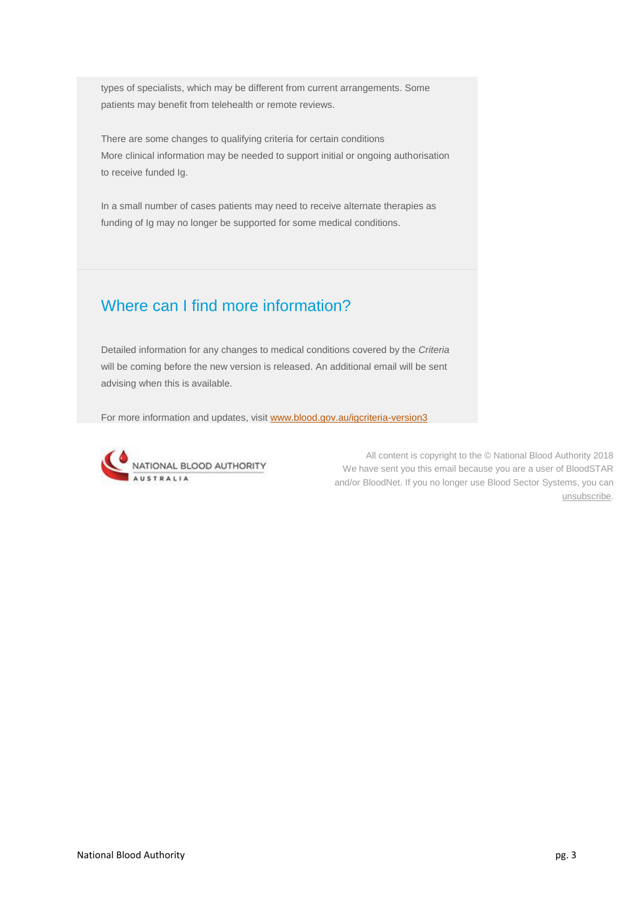types of specialists, which may be different from current arrangements. Some patients may benefit from telehealth or remote reviews.

There are some changes to qualifying criteria for certain conditions
More clinical information may be needed to support initial or ongoing authorisation to receive funded Ig.

In a small number of cases patients may need to receive alternate therapies as funding of Ig may no longer be supported for some medical conditions.

## Where can I find more information?

Detailed information for any changes to medical conditions covered by the *Criteria* will be coming before the new version is released. An additional email will be sent advising when this is available.

For more information and updates, visit www.blood.gov.au/igcriteria-version3

NATIONAL BLOOD AUTHORITY
AUSTRALIA

All content is copyright to the © National Blood Authority 2018
We have sent you this email because you are a user of BloodSTAR and/or BloodNet. If you no longer use Blood Sector Systems, you can unsubscribe.